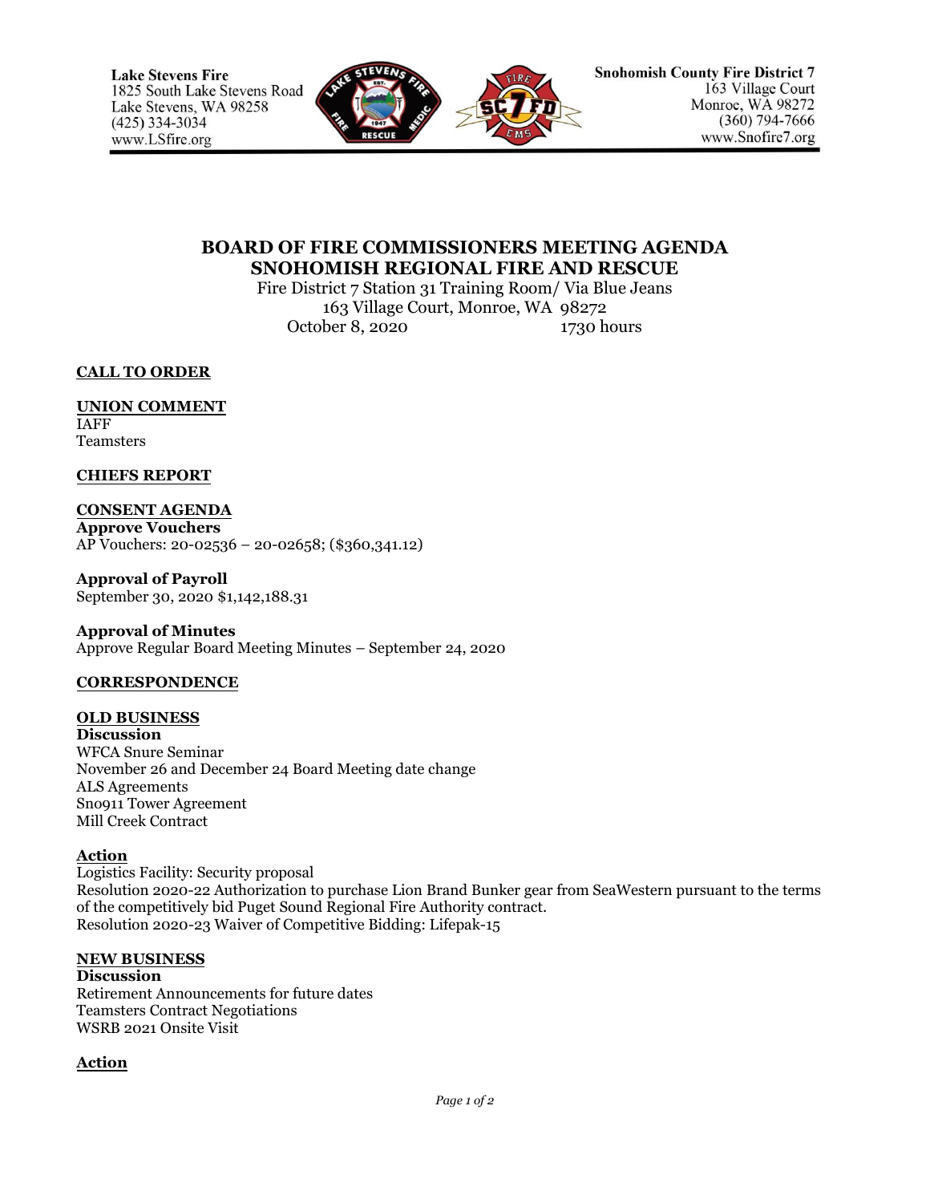**Lake Stevens Fire**
1825 South Lake Stevens Road
Lake Stevens, WA 98258
(425) 334-3034
www.LSfire.org

**Snohomish County Fire District 7**
163 Village Court
Monroe, WA 98272
(360) 794-7666
www.Snofire7.org

# BOARD OF FIRE COMMISSIONERS MEETING AGENDA
# SNOHOMISH REGIONAL FIRE AND RESCUE

Fire District 7 Station 31 Training Room/ Via Blue Jeans
163 Village Court, Monroe, WA 98272
October 8, 2020 1730 hours

**CALL TO ORDER**

**UNION COMMENT**
IAFF
Teamsters

**CHIEFS REPORT**

**CONSENT AGENDA**
**Approve Vouchers**
AP Vouchers: 20-02536 – 20-02658; ($360,341.12)

**Approval of Payroll**
September 30, 2020 $1,142,188.31

**Approval of Minutes**
Approve Regular Board Meeting Minutes – September 24, 2020

**CORRESPONDENCE**

**OLD BUSINESS**
**Discussion**
WFCA Snure Seminar
November 26 and December 24 Board Meeting date change
ALS Agreements
Sno911 Tower Agreement
Mill Creek Contract

**Action**
Logistics Facility: Security proposal
Resolution 2020-22 Authorization to purchase Lion Brand Bunker gear from SeaWestern pursuant to the terms of the competitively bid Puget Sound Regional Fire Authority contract.
Resolution 2020-23 Waiver of Competitive Bidding: Lifepak-15

**NEW BUSINESS**
**Discussion**
Retirement Announcements for future dates
Teamsters Contract Negotiations
WSRB 2021 Onsite Visit

**Action**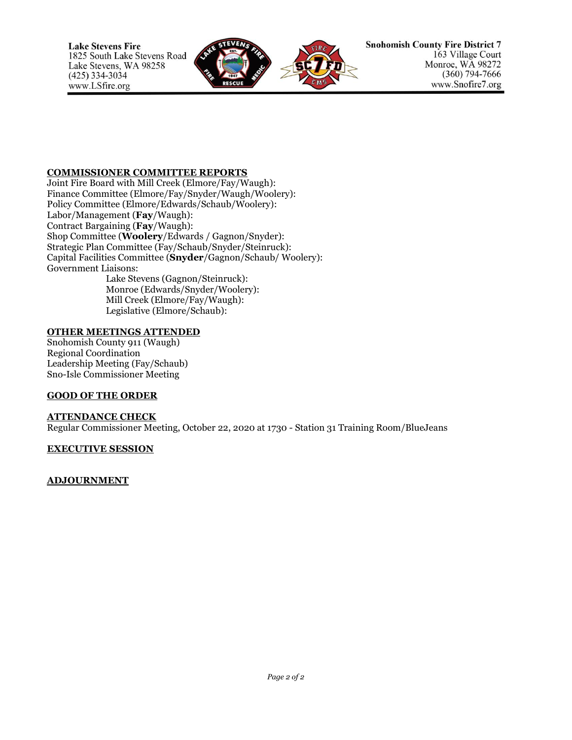**Lake Stevens Fire**
1825 South Lake Stevens Road
Lake Stevens, WA 98258
(425) 334-3034
www.LSfire.org

**Snohomish County Fire District 7**
163 Village Court
Monroe, WA 98272
(360) 794-7666
www.Snofire7.org

## COMMISSIONER COMMITTEE REPORTS

Joint Fire Board with Mill Creek (Elmore/Fay/Waugh):
Finance Committee (Elmore/Fay/Snyder/Waugh/Woolery):
Policy Committee (Elmore/Edwards/Schaub/Woolery):
Labor/Management (**Fay**/Waugh):
Contract Bargaining (**Fay**/Waugh):
Shop Committee (**Woolery**/Edwards / Gagnon/Snyder):
Strategic Plan Committee (Fay/Schaub/Snyder/Steinruck):
Capital Facilities Committee (**Snyder**/Gagnon/Schaub/ Woolery):
Government Liaisons:

- Lake Stevens (Gagnon/Steinruck):
- Monroe (Edwards/Snyder/Woolery):
- Mill Creek (Elmore/Fay/Waugh):
- Legislative (Elmore/Schaub):

## OTHER MEETINGS ATTENDED

Snohomish County 911 (Waugh)
Regional Coordination
Leadership Meeting (Fay/Schaub)
Sno-Isle Commissioner Meeting

## GOOD OF THE ORDER

## ATTENDANCE CHECK

Regular Commissioner Meeting, October 22, 2020 at 1730 - Station 31 Training Room/BlueJeans

## EXECUTIVE SESSION

## ADJOURNMENT